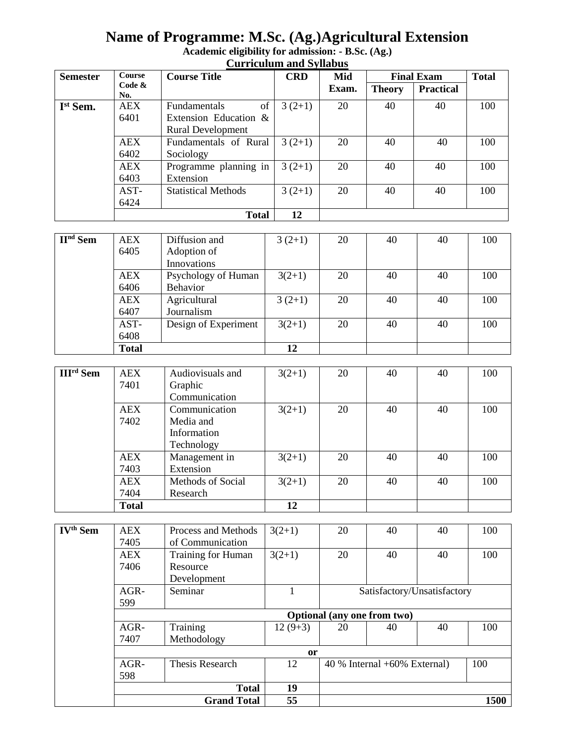# Name of Programme: M.Sc. (Ag.)Agricultural Extension

**Academic eligibility for admission: - B.Sc. (Ag.)**

**Curriculum and Syllabus**

| Semester | Course Code & No. | Course Title | CRD | Mid Exam. | Final Exam | | Total |
|---|---|---|---|---|---|---|---|
| | | | | | Theory | Practical | |
| Ist Sem. | AEX 6401 | Fundamentals of Extension Education & Rural Development | 3 (2+1) | 20 | 40 | 40 | 100 |
| | AEX 6402 | Fundamentals of Rural Sociology | 3 (2+1) | 20 | 40 | 40 | 100 |
| | AEX 6403 | Programme planning in Extension | 3 (2+1) | 20 | 40 | 40 | 100 |
| | AST-6424 | Statistical Methods | 3 (2+1) | 20 | 40 | 40 | 100 |
| | | **Total** | **12** | | | | |
| IInd Sem | AEX 6405 | Diffusion and Adoption of Innovations | 3 (2+1) | 20 | 40 | 40 | 100 |
| | AEX 6406 | Psychology of Human Behavior | 3(2+1) | 20 | 40 | 40 | 100 |
| | AEX 6407 | Agricultural Journalism | 3 (2+1) | 20 | 40 | 40 | 100 |
| | AST-6408 | Design of Experiment | 3(2+1) | 20 | 40 | 40 | 100 |
| | **Total** | | **12** | | | | |
| IIIrd Sem | AEX 7401 | Audiovisuals and Graphic Communication | 3(2+1) | 20 | 40 | 40 | 100 |
| | AEX 7402 | Communication Media and Information Technology | 3(2+1) | 20 | 40 | 40 | 100 |
| | AEX 7403 | Management in Extension | 3(2+1) | 20 | 40 | 40 | 100 |
| | AEX 7404 | Methods of Social Research | 3(2+1) | 20 | 40 | 40 | 100 |
| | **Total** | | **12** | | | | |
| IVth Sem | AEX 7405 | Process and Methods of Communication | 3(2+1) | 20 | 40 | 40 | 100 |
| | AEX 7406 | Training for Human Resource Development | 3(2+1) | 20 | 40 | 40 | 100 |
| | AGR-599 | Seminar | 1 | Satisfactory/Unsatisfactory | | | |
| | **Optional (any one from two)** | | | | | | |
| | AGR-7407 | Training Methodology | 12 (9+3) | 20 | 40 | 40 | 100 |
| | **or** | | | | | | |
| | AGR-598 | Thesis Research | 12 | 40 % Internal +60% External) | | | 100 |
| | | **Total** | **19** | | | | |
| | | **Grand Total** | **55** | | | | **1500** |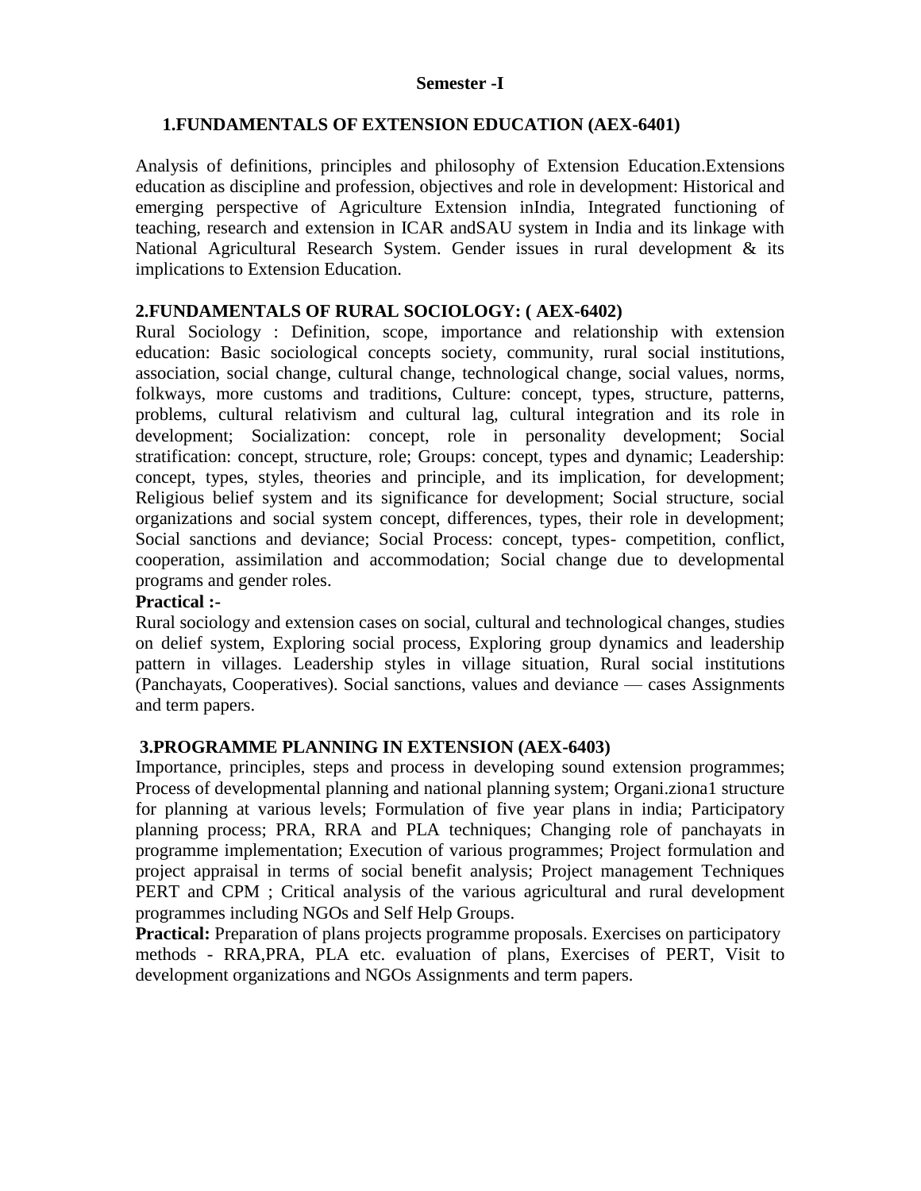**Semester -I**

## 1.FUNDAMENTALS OF EXTENSION EDUCATION (AEX-6401)

Analysis of definitions, principles and philosophy of Extension Education.Extensions education as discipline and profession, objectives and role in development: Historical and emerging perspective of Agriculture Extension inIndia, Integrated functioning of teaching, research and extension in ICAR andSAU system in India and its linkage with National Agricultural Research System. Gender issues in rural development & its implications to Extension Education.

## 2.FUNDAMENTALS OF RURAL SOCIOLOGY: ( AEX-6402)

Rural Sociology : Definition, scope, importance and relationship with extension education: Basic sociological concepts society, community, rural social institutions, association, social change, cultural change, technological change, social values, norms, folkways, more customs and traditions, Culture: concept, types, structure, patterns, problems, cultural relativism and cultural lag, cultural integration and its role in development; Socialization: concept, role in personality development; Social stratification: concept, structure, role; Groups: concept, types and dynamic; Leadership: concept, types, styles, theories and principle, and its implication, for development; Religious belief system and its significance for development; Social structure, social organizations and social system concept, differences, types, their role in development; Social sanctions and deviance; Social Process: concept, types- competition, conflict, cooperation, assimilation and accommodation; Social change due to developmental programs and gender roles.

**Practical :-**

Rural sociology and extension cases on social, cultural and technological changes, studies on delief system, Exploring social process, Exploring group dynamics and leadership pattern in villages. Leadership styles in village situation, Rural social institutions (Panchayats, Cooperatives). Social sanctions, values and deviance — cases Assignments and term papers.

## 3.PROGRAMME PLANNING IN EXTENSION (AEX-6403)

Importance, principles, steps and process in developing sound extension programmes; Process of developmental planning and national planning system; Organi.ziona1 structure for planning at various levels; Formulation of five year plans in india; Participatory planning process; PRA, RRA and PLA techniques; Changing role of panchayats in programme implementation; Execution of various programmes; Project formulation and project appraisal in terms of social benefit analysis; Project management Techniques PERT and CPM ; Critical analysis of the various agricultural and rural development programmes including NGOs and Self Help Groups.

**Practical:** Preparation of plans projects programme proposals. Exercises on participatory methods - RRA,PRA, PLA etc. evaluation of plans, Exercises of PERT, Visit to development organizations and NGOs Assignments and term papers.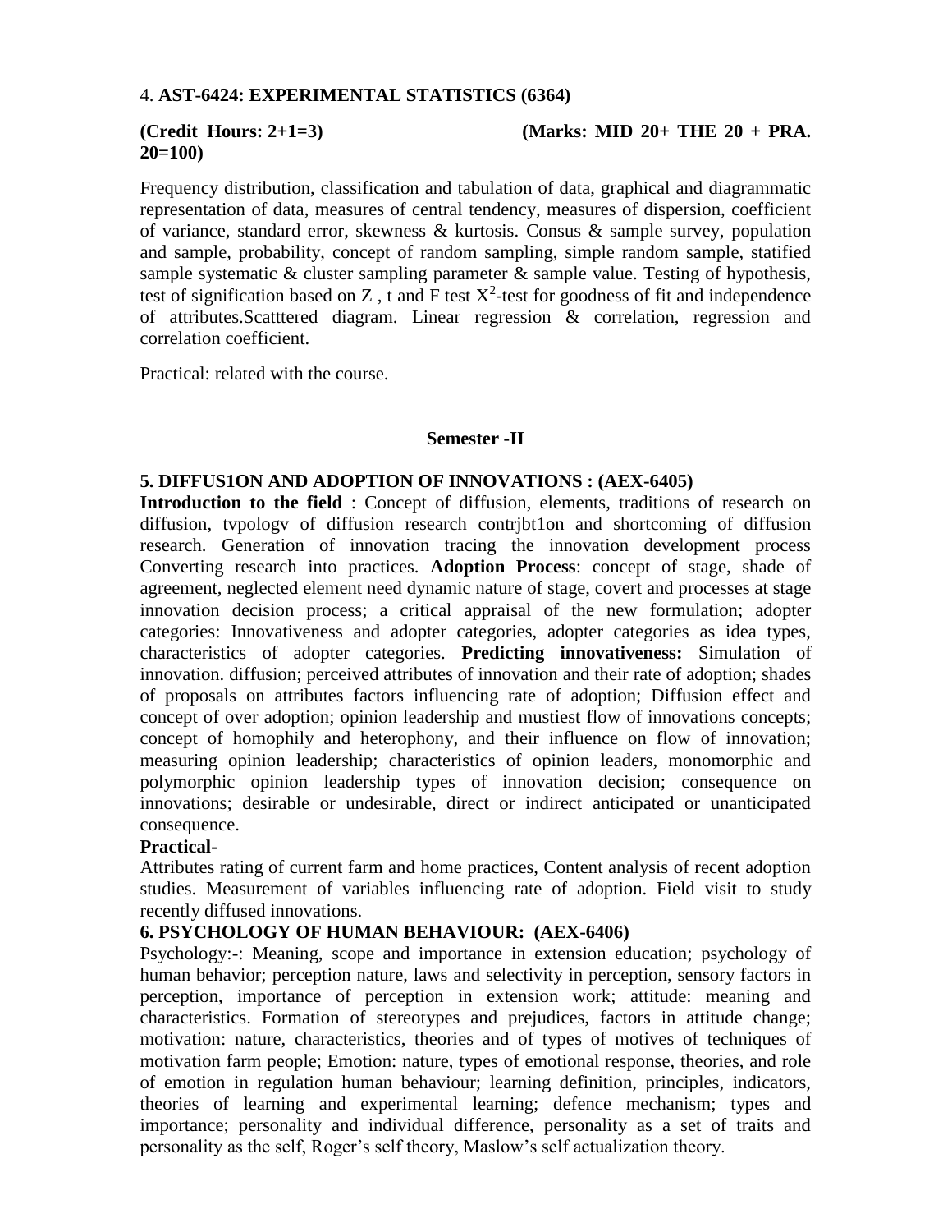4. **AST-6424: EXPERIMENTAL STATISTICS (6364)**

**(Credit Hours: 2+1=3)** **(Marks: MID 20+ THE 20 + PRA. 20=100)**

Frequency distribution, classification and tabulation of data, graphical and diagrammatic representation of data, measures of central tendency, measures of dispersion, coefficient of variance, standard error, skewness & kurtosis. Consus & sample survey, population and sample, probability, concept of random sampling, simple random sample, statified sample systematic & cluster sampling parameter & sample value. Testing of hypothesis, test of signification based on Z , t and F test $X^2$-test for goodness of fit and independence of attributes.Scatttered diagram. Linear regression & correlation, regression and correlation coefficient.

Practical: related with the course.

**Semester -II**

**5. DIFFUS1ON AND ADOPTION OF INNOVATIONS : (AEX-6405)**

**Introduction to the field** : Concept of diffusion, elements, traditions of research on diffusion, tvpologv of diffusion research contrjbt1on and shortcoming of diffusion research. Generation of innovation tracing the innovation development process Converting research into practices. **Adoption Process**: concept of stage, shade of agreement, neglected element need dynamic nature of stage, covert and processes at stage innovation decision process; a critical appraisal of the new formulation; adopter categories: Innovativeness and adopter categories, adopter categories as idea types, characteristics of adopter categories. **Predicting innovativeness:** Simulation of innovation. diffusion; perceived attributes of innovation and their rate of adoption; shades of proposals on attributes factors influencing rate of adoption; Diffusion effect and concept of over adoption; opinion leadership and mustiest flow of innovations concepts; concept of homophily and heterophony, and their influence on flow of innovation; measuring opinion leadership; characteristics of opinion leaders, monomorphic and polymorphic opinion leadership types of innovation decision; consequence on innovations; desirable or undesirable, direct or indirect anticipated or unanticipated consequence.

**Practical-**

Attributes rating of current farm and home practices, Content analysis of recent adoption studies. Measurement of variables influencing rate of adoption. Field visit to study recently diffused innovations.

**6. PSYCHOLOGY OF HUMAN BEHAVIOUR: (AEX-6406)**

Psychology:-: Meaning, scope and importance in extension education; psychology of human behavior; perception nature, laws and selectivity in perception, sensory factors in perception, importance of perception in extension work; attitude: meaning and characteristics. Formation of stereotypes and prejudices, factors in attitude change; motivation: nature, characteristics, theories and of types of motives of techniques of motivation farm people; Emotion: nature, types of emotional response, theories, and role of emotion in regulation human behaviour; learning definition, principles, indicators, theories of learning and experimental learning; defence mechanism; types and importance; personality and individual difference, personality as a set of traits and personality as the self, Roger's self theory, Maslow's self actualization theory.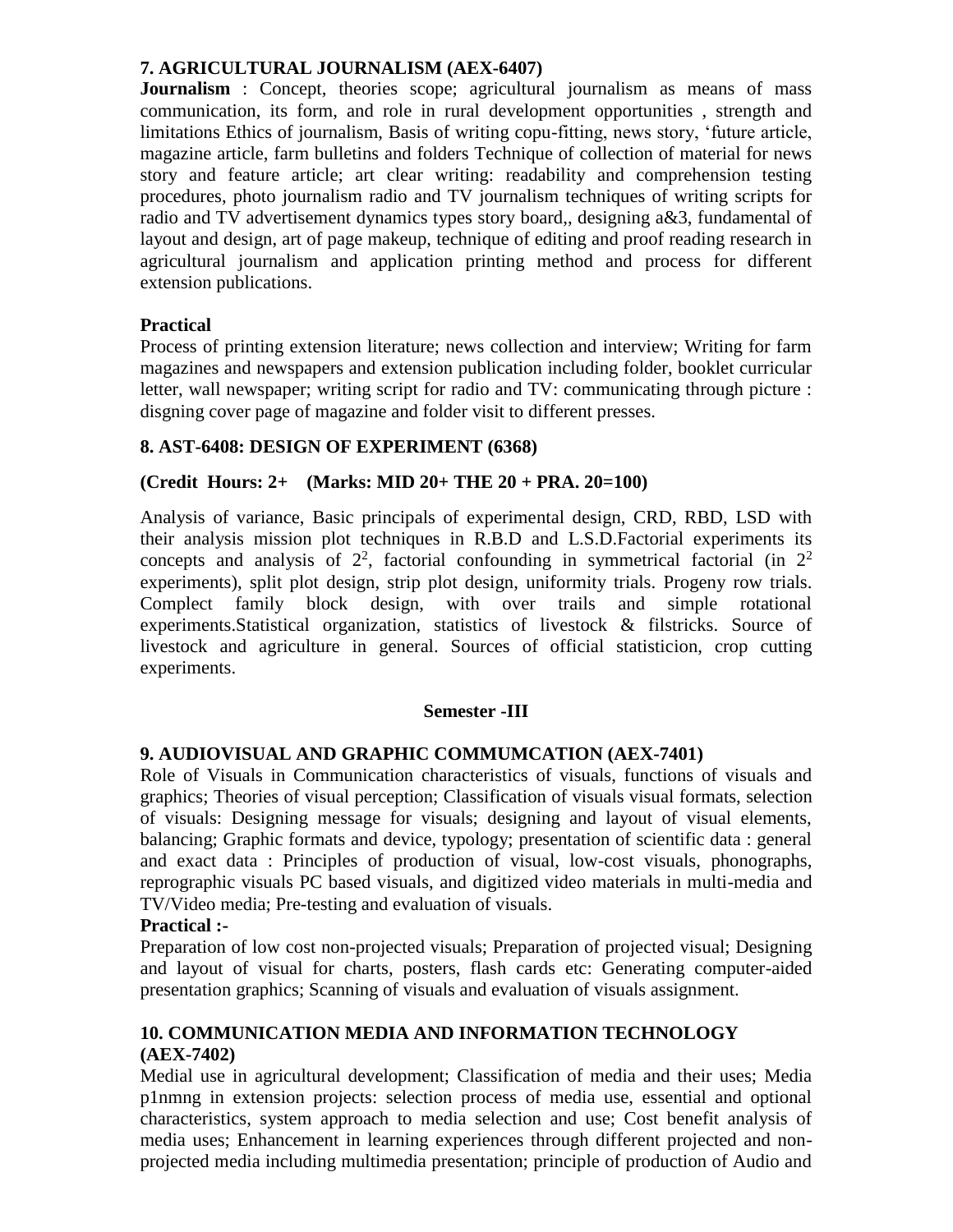### 7. AGRICULTURAL JOURNALISM (AEX-6407)

**Journalism** : Concept, theories scope; agricultural journalism as means of mass communication, its form, and role in rural development opportunities , strength and limitations Ethics of journalism, Basis of writing copu-fitting, news story, 'future article, magazine article, farm bulletins and folders Technique of collection of material for news story and feature article; art clear writing: readability and comprehension testing procedures, photo journalism radio and TV journalism techniques of writing scripts for radio and TV advertisement dynamics types story board,, designing a&3, fundamental of layout and design, art of page makeup, technique of editing and proof reading research in agricultural journalism and application printing method and process for different extension publications.

**Practical**

Process of printing extension literature; news collection and interview; Writing for farm magazines and newspapers and extension publication including folder, booklet curricular letter, wall newspaper; writing script for radio and TV: communicating through picture : disgning cover page of magazine and folder visit to different presses.

### 8. AST-6408: DESIGN OF EXPERIMENT (6368)

**(Credit Hours: 2+ (Marks: MID 20+ THE 20 + PRA. 20=100)**

Analysis of variance, Basic principals of experimental design, CRD, RBD, LSD with their analysis mission plot techniques in R.B.D and L.S.D.Factorial experiments its concepts and analysis of $2^2$, factorial confounding in symmetrical factorial (in $2^2$ experiments), split plot design, strip plot design, uniformity trials. Progeny row trials. Complect family block design, with over trails and simple rotational experiments.Statistical organization, statistics of livestock & filstricks. Source of livestock and agriculture in general. Sources of official statisticion, crop cutting experiments.

## Semester -III

### 9. AUDIOVISUAL AND GRAPHIC COMMUMCATION (AEX-7401)

Role of Visuals in Communication characteristics of visuals, functions of visuals and graphics; Theories of visual perception; Classification of visuals visual formats, selection of visuals: Designing message for visuals; designing and layout of visual elements, balancing; Graphic formats and device, typology; presentation of scientific data : general and exact data : Principles of production of visual, low-cost visuals, phonographs, reprographic visuals PC based visuals, and digitized video materials in multi-media and TV/Video media; Pre-testing and evaluation of visuals.

**Practical :-**

Preparation of low cost non-projected visuals; Preparation of projected visual; Designing and layout of visual for charts, posters, flash cards etc: Generating computer-aided presentation graphics; Scanning of visuals and evaluation of visuals assignment.

### 10. COMMUNICATION MEDIA AND INFORMATION TECHNOLOGY (AEX-7402)

Medial use in agricultural development; Classification of media and their uses; Media p1nmng in extension projects: selection process of media use, essential and optional characteristics, system approach to media selection and use; Cost benefit analysis of media uses; Enhancement in learning experiences through different projected and non-projected media including multimedia presentation; principle of production of Audio and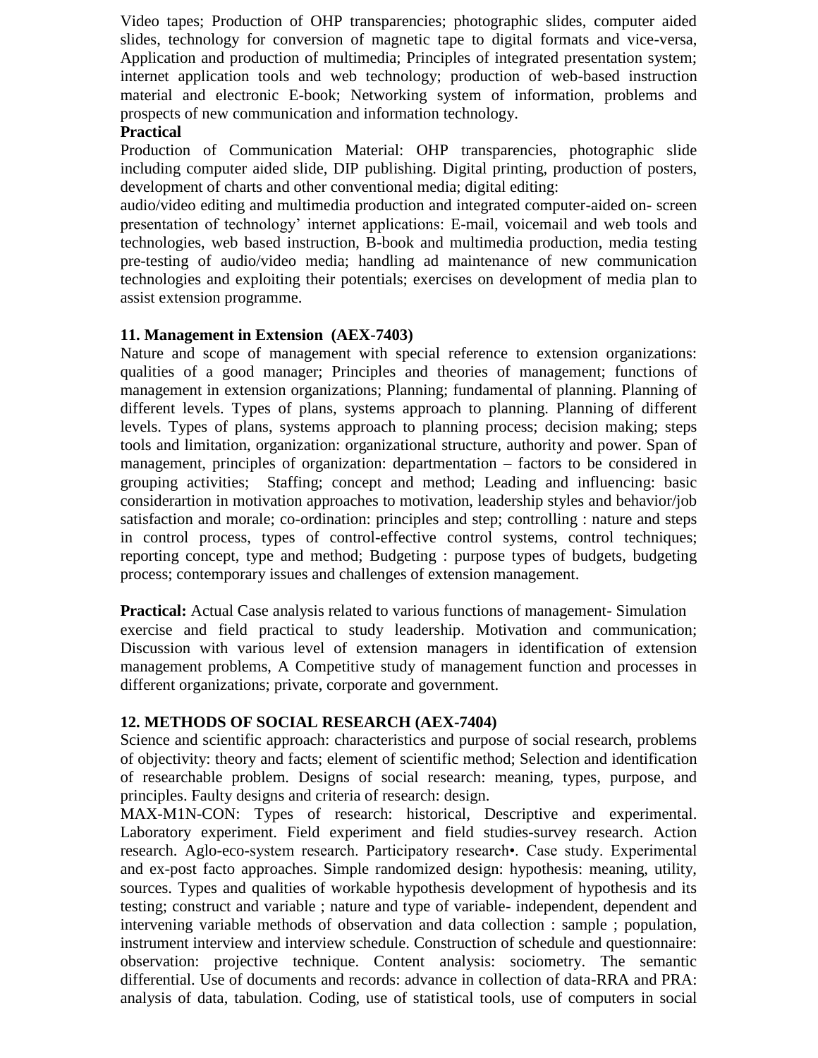Video tapes; Production of OHP transparencies; photographic slides, computer aided slides, technology for conversion of magnetic tape to digital formats and vice-versa, Application and production of multimedia; Principles of integrated presentation system; internet application tools and web technology; production of web-based instruction material and electronic E-book; Networking system of information, problems and prospects of new communication and information technology.

**Practical**

Production of Communication Material: OHP transparencies, photographic slide including computer aided slide, DIP publishing. Digital printing, production of posters, development of charts and other conventional media; digital editing:

audio/video editing and multimedia production and integrated computer-aided on- screen presentation of technology' internet applications: E-mail, voicemail and web tools and technologies, web based instruction, B-book and multimedia production, media testing pre-testing of audio/video media; handling ad maintenance of new communication technologies and exploiting their potentials; exercises on development of media plan to assist extension programme.

### 11. Management in Extension (AEX-7403)

Nature and scope of management with special reference to extension organizations: qualities of a good manager; Principles and theories of management; functions of management in extension organizations; Planning; fundamental of planning. Planning of different levels. Types of plans, systems approach to planning. Planning of different levels. Types of plans, systems approach to planning process; decision making; steps tools and limitation, organization: organizational structure, authority and power. Span of management, principles of organization: departmentation – factors to be considered in grouping activities; Staffing; concept and method; Leading and influencing: basic considerartion in motivation approaches to motivation, leadership styles and behavior/job satisfaction and morale; co-ordination: principles and step; controlling : nature and steps in control process, types of control-effective control systems, control techniques; reporting concept, type and method; Budgeting : purpose types of budgets, budgeting process; contemporary issues and challenges of extension management.

**Practical:** Actual Case analysis related to various functions of management- Simulation exercise and field practical to study leadership. Motivation and communication; Discussion with various level of extension managers in identification of extension management problems, A Competitive study of management function and processes in different organizations; private, corporate and government.

### 12. METHODS OF SOCIAL RESEARCH (AEX-7404)

Science and scientific approach: characteristics and purpose of social research, problems of objectivity: theory and facts; element of scientific method; Selection and identification of researchable problem. Designs of social research: meaning, types, purpose, and principles. Faulty designs and criteria of research: design.

MAX-M1N-CON: Types of research: historical, Descriptive and experimental. Laboratory experiment. Field experiment and field studies-survey research. Action research. Aglo-eco-system research. Participatory research•. Case study. Experimental and ex-post facto approaches. Simple randomized design: hypothesis: meaning, utility, sources. Types and qualities of workable hypothesis development of hypothesis and its testing; construct and variable ; nature and type of variable- independent, dependent and intervening variable methods of observation and data collection : sample ; population, instrument interview and interview schedule. Construction of schedule and questionnaire: observation: projective technique. Content analysis: sociometry. The semantic differential. Use of documents and records: advance in collection of data-RRA and PRA: analysis of data, tabulation. Coding, use of statistical tools, use of computers in social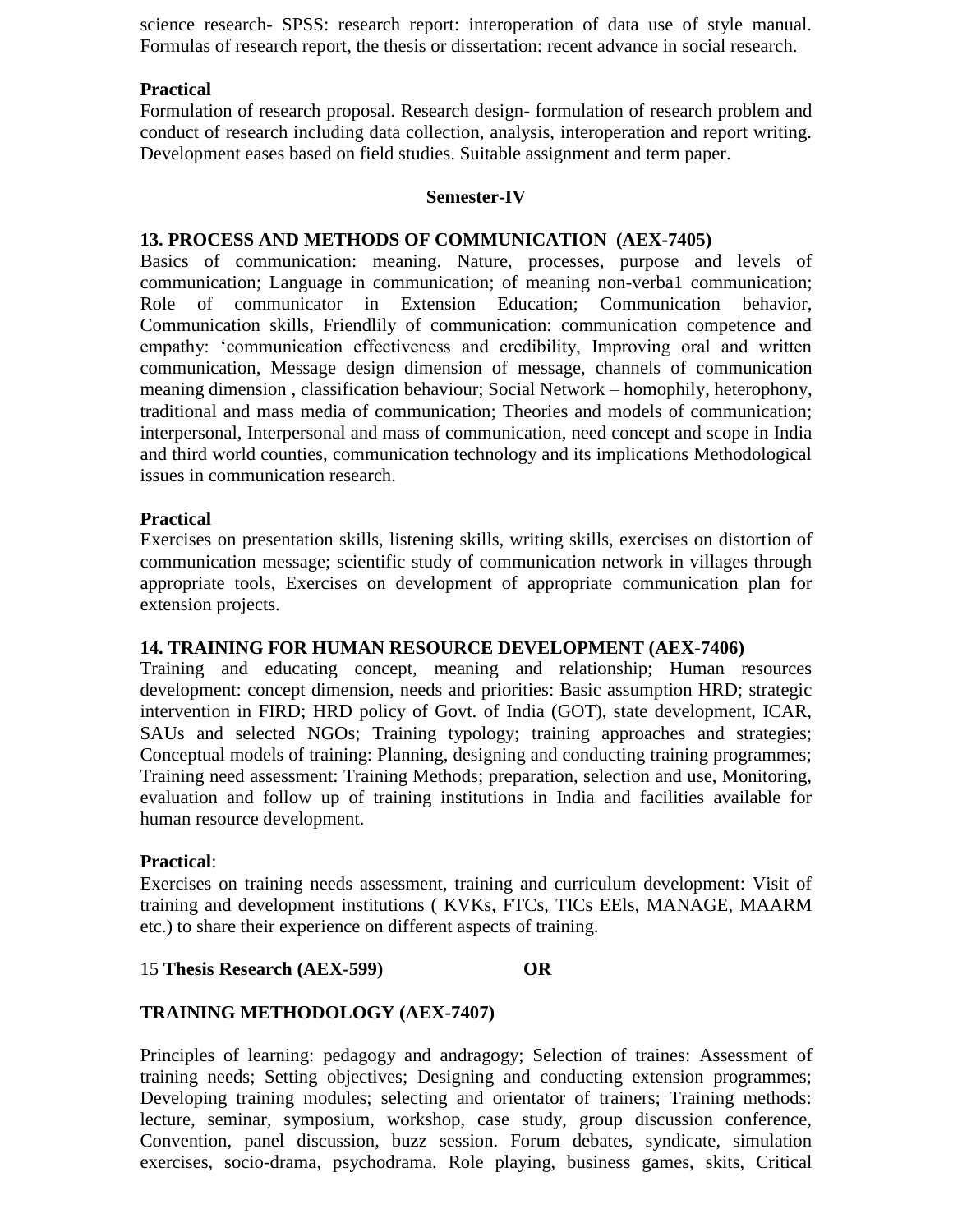science research- SPSS: research report: interoperation of data use of style manual. Formulas of research report, the thesis or dissertation: recent advance in social research.

**Practical**

Formulation of research proposal. Research design- formulation of research problem and conduct of research including data collection, analysis, interoperation and report writing. Development eases based on field studies. Suitable assignment and term paper.

## Semester-IV

### 13. PROCESS AND METHODS OF COMMUNICATION (AEX-7405)

Basics of communication: meaning. Nature, processes, purpose and levels of communication; Language in communication; of meaning non-verba1 communication; Role of communicator in Extension Education; Communication behavior, Communication skills, Friendlily of communication: communication competence and empathy: 'communication effectiveness and credibility, Improving oral and written communication, Message design dimension of message, channels of communication meaning dimension , classification behaviour; Social Network – homophily, heterophony, traditional and mass media of communication; Theories and models of communication; interpersonal, Interpersonal and mass of communication, need concept and scope in India and third world counties, communication technology and its implications Methodological issues in communication research.

**Practical**

Exercises on presentation skills, listening skills, writing skills, exercises on distortion of communication message; scientific study of communication network in villages through appropriate tools, Exercises on development of appropriate communication plan for extension projects.

### 14. TRAINING FOR HUMAN RESOURCE DEVELOPMENT (AEX-7406)

Training and educating concept, meaning and relationship; Human resources development: concept dimension, needs and priorities: Basic assumption HRD; strategic intervention in FIRD; HRD policy of Govt. of India (GOT), state development, ICAR, SAUs and selected NGOs; Training typology; training approaches and strategies; Conceptual models of training: Planning, designing and conducting training programmes; Training need assessment: Training Methods; preparation, selection and use, Monitoring, evaluation and follow up of training institutions in India and facilities available for human resource development.

**Practical**:

Exercises on training needs assessment, training and curriculum development: Visit of training and development institutions ( KVKs, FTCs, TICs EEls, MANAGE, MAARM etc.) to share their experience on different aspects of training.

15 **Thesis Research (AEX-599)** **OR**

### TRAINING METHODOLOGY (AEX-7407)

Principles of learning: pedagogy and andragogy; Selection of traines: Assessment of training needs; Setting objectives; Designing and conducting extension programmes; Developing training modules; selecting and orientator of trainers; Training methods: lecture, seminar, symposium, workshop, case study, group discussion conference, Convention, panel discussion, buzz session. Forum debates, syndicate, simulation exercises, socio-drama, psychodrama. Role playing, business games, skits, Critical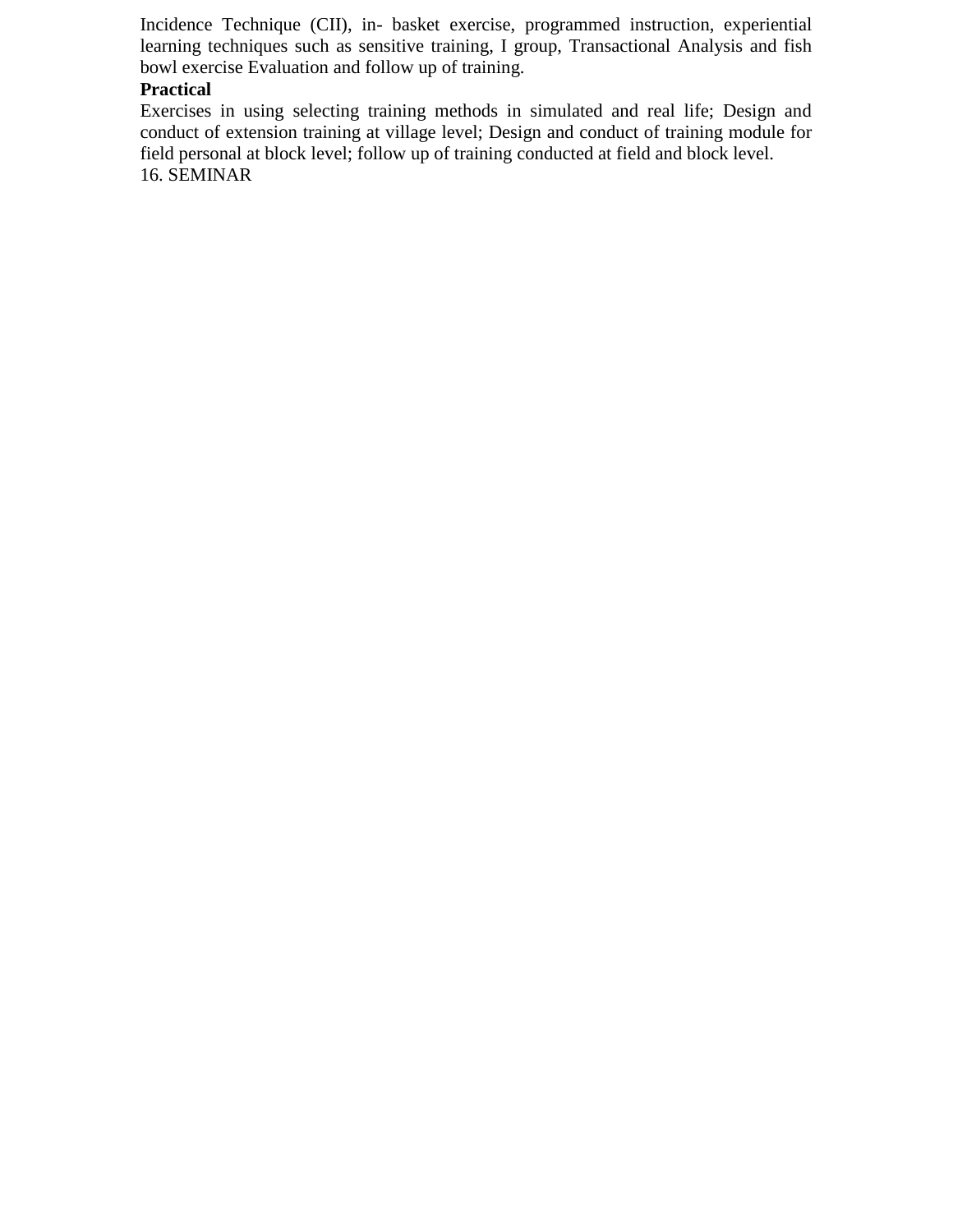Incidence Technique (CII), in- basket exercise, programmed instruction, experiential learning techniques such as sensitive training, I group, Transactional Analysis and fish bowl exercise Evaluation and follow up of training.

**Practical**

Exercises in using selecting training methods in simulated and real life; Design and conduct of extension training at village level; Design and conduct of training module for field personal at block level; follow up of training conducted at field and block level.

16. SEMINAR